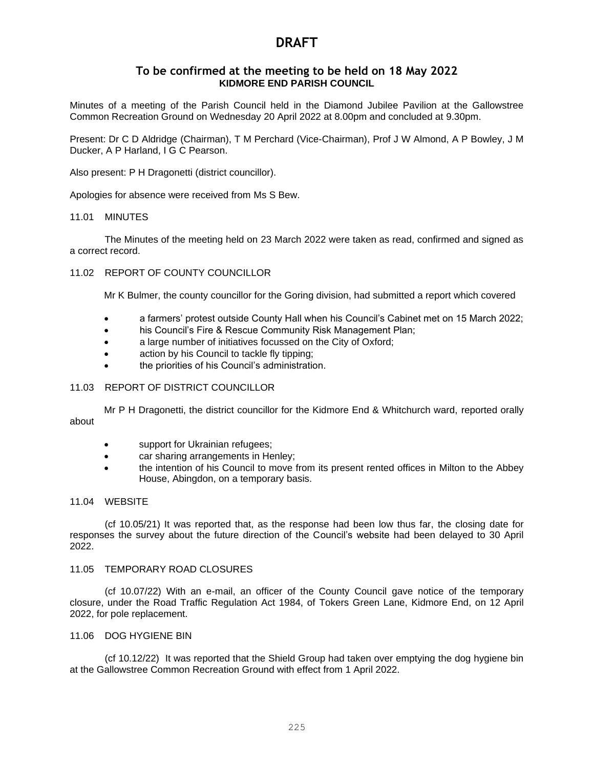# DRAFT

## To be confirmed at the meeting to be held on 18 May 2022
### KIDMORE END PARISH COUNCIL

Minutes of a meeting of the Parish Council held in the Diamond Jubilee Pavilion at the Gallowstree Common Recreation Ground on Wednesday 20 April 2022 at 8.00pm and concluded at 9.30pm.

Present: Dr C D Aldridge (Chairman), T M Perchard (Vice-Chairman), Prof J W Almond, A P Bowley, J M Ducker, A P Harland, I G C Pearson.

Also present: P H Dragonetti (district councillor).

Apologies for absence were received from Ms S Bew.

11.01 MINUTES

The Minutes of the meeting held on 23 March 2022 were taken as read, confirmed and signed as a correct record.

11.02 REPORT OF COUNTY COUNCILLOR

Mr K Bulmer, the county councillor for the Goring division, had submitted a report which covered

- a farmers' protest outside County Hall when his Council's Cabinet met on 15 March 2022;
- his Council's Fire & Rescue Community Risk Management Plan;
- a large number of initiatives focussed on the City of Oxford;
- action by his Council to tackle fly tipping;
- the priorities of his Council's administration.

11.03 REPORT OF DISTRICT COUNCILLOR

Mr P H Dragonetti, the district councillor for the Kidmore End & Whitchurch ward, reported orally about

- support for Ukrainian refugees;
- car sharing arrangements in Henley;
- the intention of his Council to move from its present rented offices in Milton to the Abbey House, Abingdon, on a temporary basis.

11.04 WEBSITE

(cf 10.05/21) It was reported that, as the response had been low thus far, the closing date for responses the survey about the future direction of the Council's website had been delayed to 30 April 2022.

11.05 TEMPORARY ROAD CLOSURES

(cf 10.07/22) With an e-mail, an officer of the County Council gave notice of the temporary closure, under the Road Traffic Regulation Act 1984, of Tokers Green Lane, Kidmore End, on 12 April 2022, for pole replacement.

11.06 DOG HYGIENE BIN

(cf 10.12/22) It was reported that the Shield Group had taken over emptying the dog hygiene bin at the Gallowstree Common Recreation Ground with effect from 1 April 2022.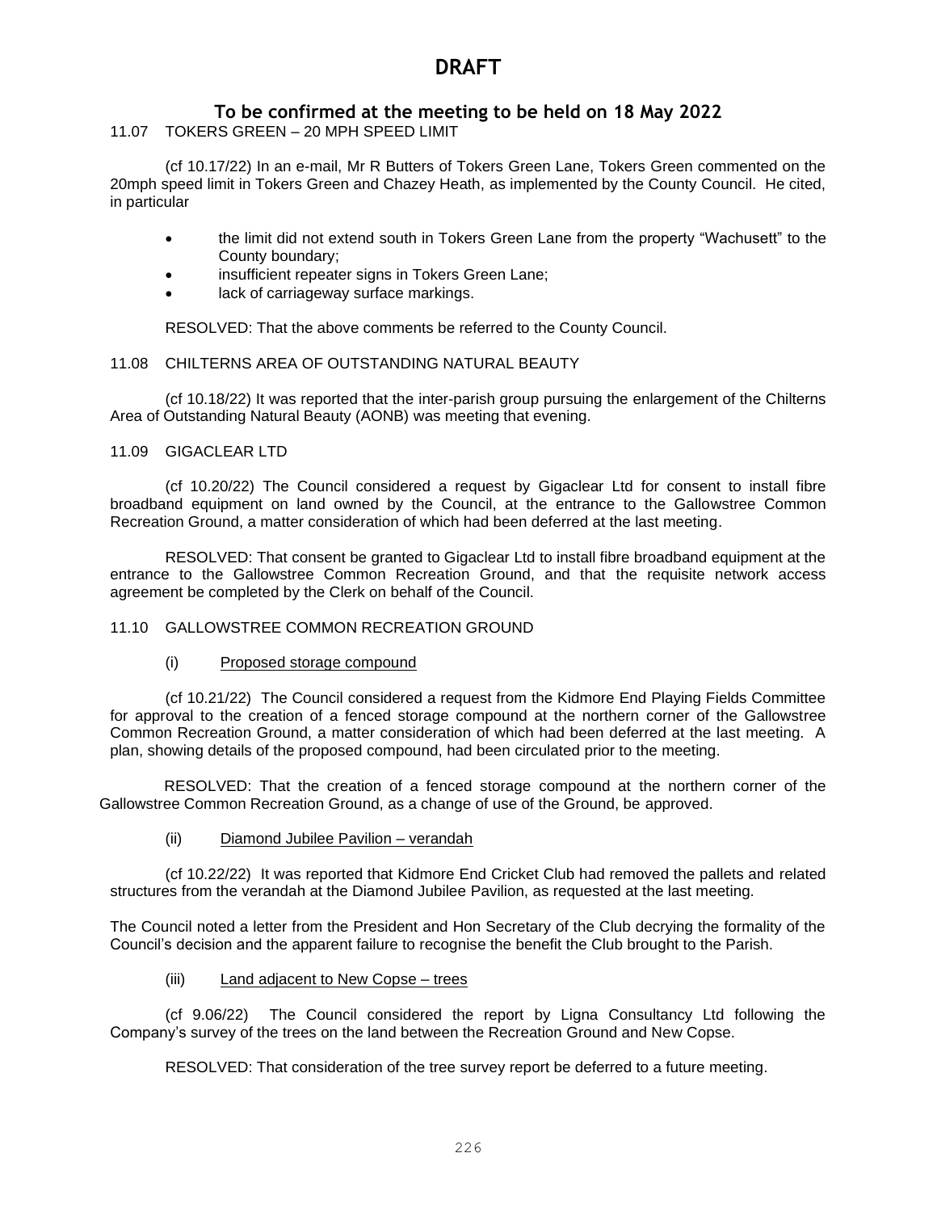# DRAFT

## To be confirmed at the meeting to be held on 18 May 2022

11.07 TOKERS GREEN – 20 MPH SPEED LIMIT

(cf 10.17/22) In an e-mail, Mr R Butters of Tokers Green Lane, Tokers Green commented on the 20mph speed limit in Tokers Green and Chazey Heath, as implemented by the County Council. He cited, in particular

- the limit did not extend south in Tokers Green Lane from the property "Wachusett" to the County boundary;
- insufficient repeater signs in Tokers Green Lane;
- lack of carriageway surface markings.

RESOLVED: That the above comments be referred to the County Council.

11.08 CHILTERNS AREA OF OUTSTANDING NATURAL BEAUTY

(cf 10.18/22) It was reported that the inter-parish group pursuing the enlargement of the Chilterns Area of Outstanding Natural Beauty (AONB) was meeting that evening.

11.09 GIGACLEAR LTD

(cf 10.20/22) The Council considered a request by Gigaclear Ltd for consent to install fibre broadband equipment on land owned by the Council, at the entrance to the Gallowstree Common Recreation Ground, a matter consideration of which had been deferred at the last meeting.

RESOLVED: That consent be granted to Gigaclear Ltd to install fibre broadband equipment at the entrance to the Gallowstree Common Recreation Ground, and that the requisite network access agreement be completed by the Clerk on behalf of the Council.

11.10 GALLOWSTREE COMMON RECREATION GROUND

(i) Proposed storage compound

(cf 10.21/22) The Council considered a request from the Kidmore End Playing Fields Committee for approval to the creation of a fenced storage compound at the northern corner of the Gallowstree Common Recreation Ground, a matter consideration of which had been deferred at the last meeting. A plan, showing details of the proposed compound, had been circulated prior to the meeting.

RESOLVED: That the creation of a fenced storage compound at the northern corner of the Gallowstree Common Recreation Ground, as a change of use of the Ground, be approved.

(ii) Diamond Jubilee Pavilion – verandah

(cf 10.22/22) It was reported that Kidmore End Cricket Club had removed the pallets and related structures from the verandah at the Diamond Jubilee Pavilion, as requested at the last meeting.

The Council noted a letter from the President and Hon Secretary of the Club decrying the formality of the Council's decision and the apparent failure to recognise the benefit the Club brought to the Parish.

(iii) Land adjacent to New Copse – trees

(cf 9.06/22) The Council considered the report by Ligna Consultancy Ltd following the Company's survey of the trees on the land between the Recreation Ground and New Copse.

RESOLVED: That consideration of the tree survey report be deferred to a future meeting.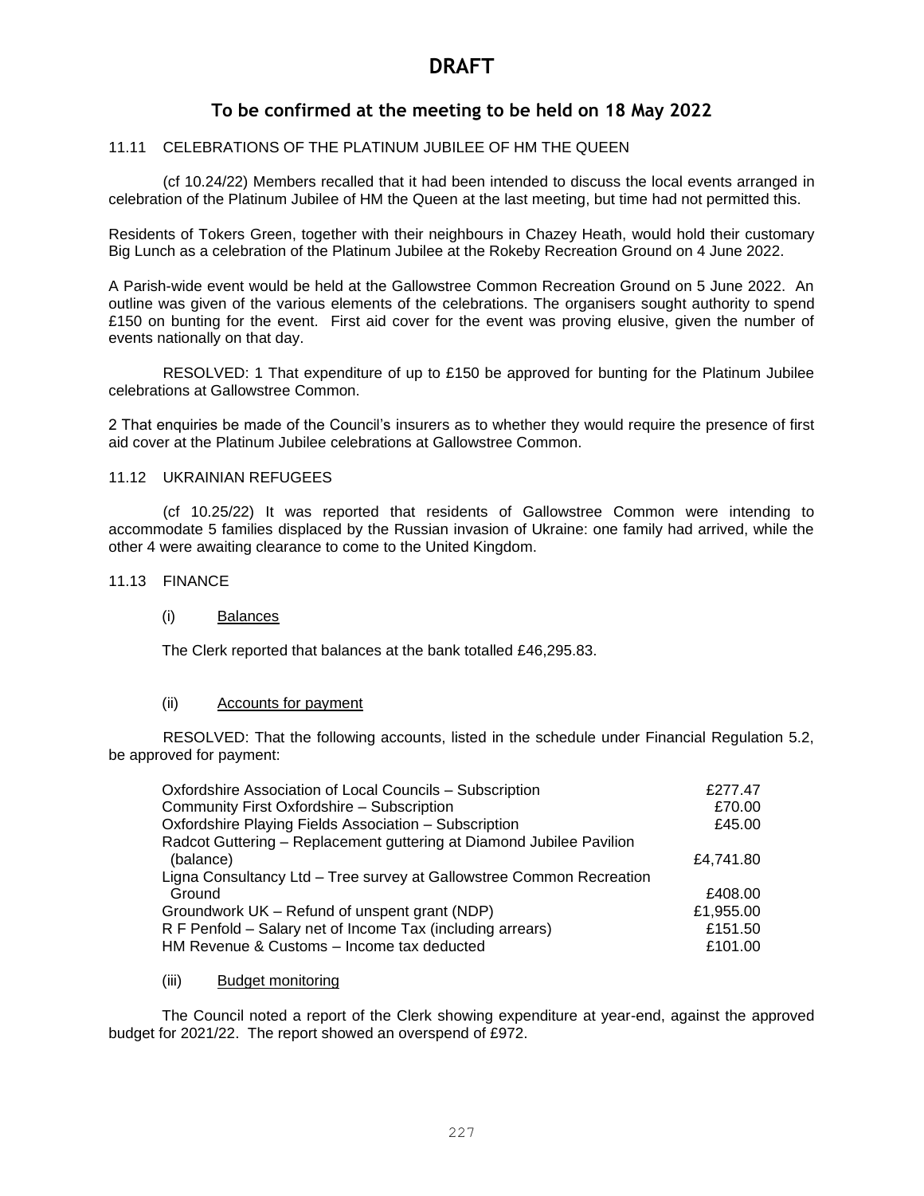# DRAFT

## To be confirmed at the meeting to be held on 18 May 2022

### 11.11 CELEBRATIONS OF THE PLATINUM JUBILEE OF HM THE QUEEN

(cf 10.24/22) Members recalled that it had been intended to discuss the local events arranged in celebration of the Platinum Jubilee of HM the Queen at the last meeting, but time had not permitted this.

Residents of Tokers Green, together with their neighbours in Chazey Heath, would hold their customary Big Lunch as a celebration of the Platinum Jubilee at the Rokeby Recreation Ground on 4 June 2022.

A Parish-wide event would be held at the Gallowstree Common Recreation Ground on 5 June 2022. An outline was given of the various elements of the celebrations. The organisers sought authority to spend £150 on bunting for the event. First aid cover for the event was proving elusive, given the number of events nationally on that day.

RESOLVED: 1 That expenditure of up to £150 be approved for bunting for the Platinum Jubilee celebrations at Gallowstree Common.

2 That enquiries be made of the Council's insurers as to whether they would require the presence of first aid cover at the Platinum Jubilee celebrations at Gallowstree Common.

### 11.12 UKRAINIAN REFUGEES

(cf 10.25/22) It was reported that residents of Gallowstree Common were intending to accommodate 5 families displaced by the Russian invasion of Ukraine: one family had arrived, while the other 4 were awaiting clearance to come to the United Kingdom.

### 11.13 FINANCE

(i) <u>Balances</u>

The Clerk reported that balances at the bank totalled £46,295.83.

(ii) <u>Accounts for payment</u>

RESOLVED: That the following accounts, listed in the schedule under Financial Regulation 5.2, be approved for payment:

| | |
|---|---|
| Oxfordshire Association of Local Councils – Subscription | £277.47 |
| Community First Oxfordshire – Subscription | £70.00 |
| Oxfordshire Playing Fields Association – Subscription | £45.00 |
| Radcot Guttering – Replacement guttering at Diamond Jubilee Pavilion (balance) | £4,741.80 |
| Ligna Consultancy Ltd – Tree survey at Gallowstree Common Recreation Ground | £408.00 |
| Groundwork UK – Refund of unspent grant (NDP) | £1,955.00 |
| R F Penfold – Salary net of Income Tax (including arrears) | £151.50 |
| HM Revenue & Customs – Income tax deducted | £101.00 |

(iii) <u>Budget monitoring</u>

The Council noted a report of the Clerk showing expenditure at year-end, against the approved budget for 2021/22. The report showed an overspend of £972.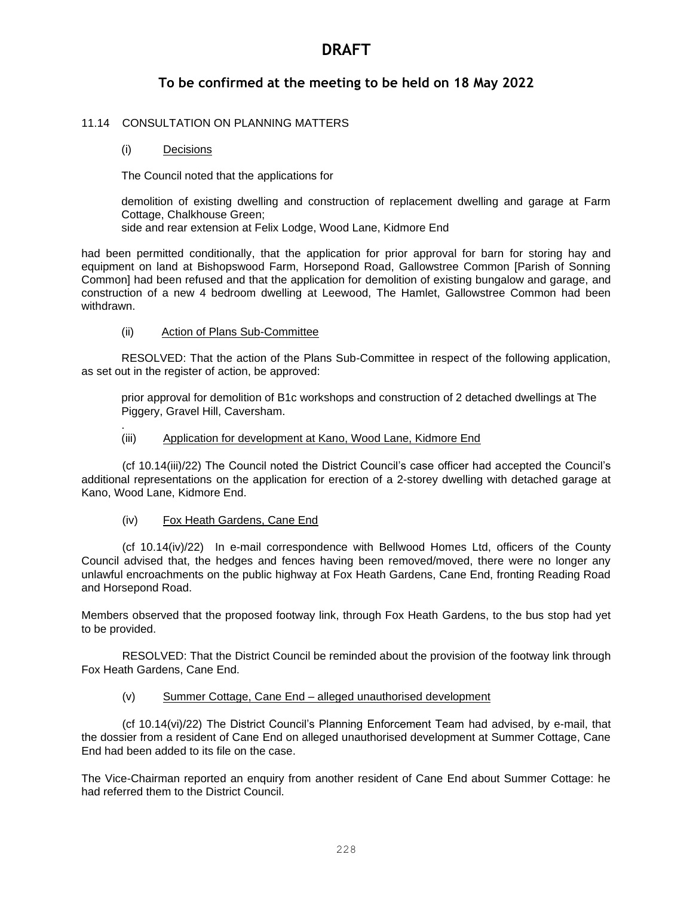# DRAFT

## To be confirmed at the meeting to be held on 18 May 2022

11.14 CONSULTATION ON PLANNING MATTERS

(i) Decisions

The Council noted that the applications for

demolition of existing dwelling and construction of replacement dwelling and garage at Farm Cottage, Chalkhouse Green;
side and rear extension at Felix Lodge, Wood Lane, Kidmore End

had been permitted conditionally, that the application for prior approval for barn for storing hay and equipment on land at Bishopswood Farm, Horsepond Road, Gallowstree Common [Parish of Sonning Common] had been refused and that the application for demolition of existing bungalow and garage, and construction of a new 4 bedroom dwelling at Leewood, The Hamlet, Gallowstree Common had been withdrawn.

(ii) Action of Plans Sub-Committee

RESOLVED: That the action of the Plans Sub-Committee in respect of the following application, as set out in the register of action, be approved:

prior approval for demolition of B1c workshops and construction of 2 detached dwellings at The Piggery, Gravel Hill, Caversham.

.

(iii) Application for development at Kano, Wood Lane, Kidmore End

(cf 10.14(iii)/22) The Council noted the District Council's case officer had accepted the Council's additional representations on the application for erection of a 2-storey dwelling with detached garage at Kano, Wood Lane, Kidmore End.

(iv) Fox Heath Gardens, Cane End

(cf 10.14(iv)/22) In e-mail correspondence with Bellwood Homes Ltd, officers of the County Council advised that, the hedges and fences having been removed/moved, there were no longer any unlawful encroachments on the public highway at Fox Heath Gardens, Cane End, fronting Reading Road and Horsepond Road.

Members observed that the proposed footway link, through Fox Heath Gardens, to the bus stop had yet to be provided.

RESOLVED: That the District Council be reminded about the provision of the footway link through Fox Heath Gardens, Cane End.

(v) Summer Cottage, Cane End – alleged unauthorised development

(cf 10.14(vi)/22) The District Council's Planning Enforcement Team had advised, by e-mail, that the dossier from a resident of Cane End on alleged unauthorised development at Summer Cottage, Cane End had been added to its file on the case.

The Vice-Chairman reported an enquiry from another resident of Cane End about Summer Cottage: he had referred them to the District Council.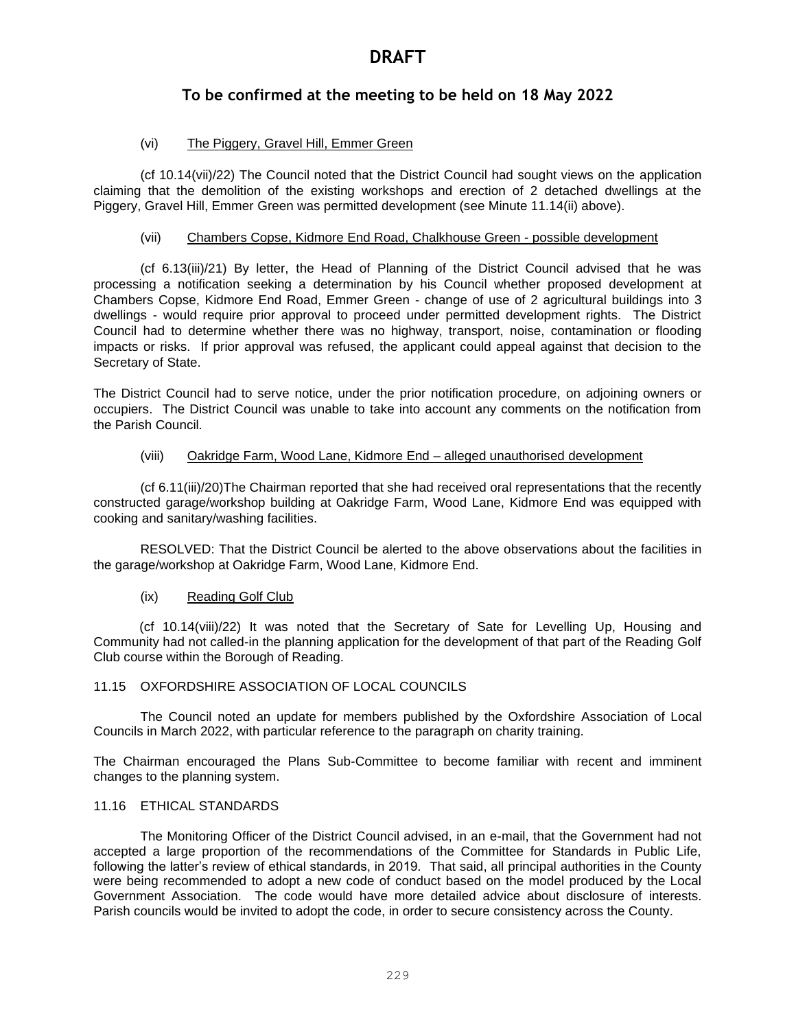**DRAFT**

**To be confirmed at the meeting to be held on 18 May 2022**

(vi) The Piggery, Gravel Hill, Emmer Green

(cf 10.14(vii)/22) The Council noted that the District Council had sought views on the application claiming that the demolition of the existing workshops and erection of 2 detached dwellings at the Piggery, Gravel Hill, Emmer Green was permitted development (see Minute 11.14(ii) above).

(vii) Chambers Copse, Kidmore End Road, Chalkhouse Green - possible development

(cf 6.13(iii)/21) By letter, the Head of Planning of the District Council advised that he was processing a notification seeking a determination by his Council whether proposed development at Chambers Copse, Kidmore End Road, Emmer Green - change of use of 2 agricultural buildings into 3 dwellings - would require prior approval to proceed under permitted development rights. The District Council had to determine whether there was no highway, transport, noise, contamination or flooding impacts or risks. If prior approval was refused, the applicant could appeal against that decision to the Secretary of State.

The District Council had to serve notice, under the prior notification procedure, on adjoining owners or occupiers. The District Council was unable to take into account any comments on the notification from the Parish Council.

(viii) Oakridge Farm, Wood Lane, Kidmore End – alleged unauthorised development

(cf 6.11(iii)/20)The Chairman reported that she had received oral representations that the recently constructed garage/workshop building at Oakridge Farm, Wood Lane, Kidmore End was equipped with cooking and sanitary/washing facilities.

RESOLVED: That the District Council be alerted to the above observations about the facilities in the garage/workshop at Oakridge Farm, Wood Lane, Kidmore End.

(ix) Reading Golf Club

(cf 10.14(viii)/22) It was noted that the Secretary of Sate for Levelling Up, Housing and Community had not called-in the planning application for the development of that part of the Reading Golf Club course within the Borough of Reading.

11.15 OXFORDSHIRE ASSOCIATION OF LOCAL COUNCILS

The Council noted an update for members published by the Oxfordshire Association of Local Councils in March 2022, with particular reference to the paragraph on charity training.

The Chairman encouraged the Plans Sub-Committee to become familiar with recent and imminent changes to the planning system.

11.16 ETHICAL STANDARDS

The Monitoring Officer of the District Council advised, in an e-mail, that the Government had not accepted a large proportion of the recommendations of the Committee for Standards in Public Life, following the latter's review of ethical standards, in 2019. That said, all principal authorities in the County were being recommended to adopt a new code of conduct based on the model produced by the Local Government Association. The code would have more detailed advice about disclosure of interests. Parish councils would be invited to adopt the code, in order to secure consistency across the County.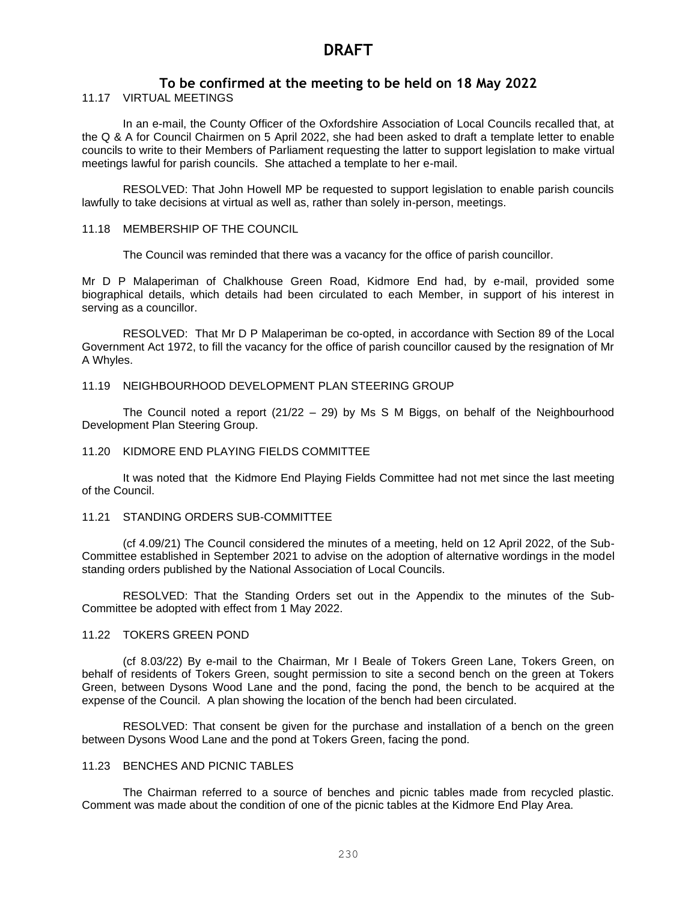# DRAFT

## To be confirmed at the meeting to be held on 18 May 2022

11.17 VIRTUAL MEETINGS

In an e-mail, the County Officer of the Oxfordshire Association of Local Councils recalled that, at the Q & A for Council Chairmen on 5 April 2022, she had been asked to draft a template letter to enable councils to write to their Members of Parliament requesting the latter to support legislation to make virtual meetings lawful for parish councils. She attached a template to her e-mail.

RESOLVED: That John Howell MP be requested to support legislation to enable parish councils lawfully to take decisions at virtual as well as, rather than solely in-person, meetings.

11.18 MEMBERSHIP OF THE COUNCIL

The Council was reminded that there was a vacancy for the office of parish councillor.

Mr D P Malaperiman of Chalkhouse Green Road, Kidmore End had, by e-mail, provided some biographical details, which details had been circulated to each Member, in support of his interest in serving as a councillor.

RESOLVED: That Mr D P Malaperiman be co-opted, in accordance with Section 89 of the Local Government Act 1972, to fill the vacancy for the office of parish councillor caused by the resignation of Mr A Whyles.

11.19 NEIGHBOURHOOD DEVELOPMENT PLAN STEERING GROUP

The Council noted a report (21/22 – 29) by Ms S M Biggs, on behalf of the Neighbourhood Development Plan Steering Group.

11.20 KIDMORE END PLAYING FIELDS COMMITTEE

It was noted that the Kidmore End Playing Fields Committee had not met since the last meeting of the Council.

11.21 STANDING ORDERS SUB-COMMITTEE

(cf 4.09/21) The Council considered the minutes of a meeting, held on 12 April 2022, of the Sub-Committee established in September 2021 to advise on the adoption of alternative wordings in the model standing orders published by the National Association of Local Councils.

RESOLVED: That the Standing Orders set out in the Appendix to the minutes of the Sub-Committee be adopted with effect from 1 May 2022.

11.22 TOKERS GREEN POND

(cf 8.03/22) By e-mail to the Chairman, Mr I Beale of Tokers Green Lane, Tokers Green, on behalf of residents of Tokers Green, sought permission to site a second bench on the green at Tokers Green, between Dysons Wood Lane and the pond, facing the pond, the bench to be acquired at the expense of the Council. A plan showing the location of the bench had been circulated.

RESOLVED: That consent be given for the purchase and installation of a bench on the green between Dysons Wood Lane and the pond at Tokers Green, facing the pond.

11.23 BENCHES AND PICNIC TABLES

The Chairman referred to a source of benches and picnic tables made from recycled plastic. Comment was made about the condition of one of the picnic tables at the Kidmore End Play Area.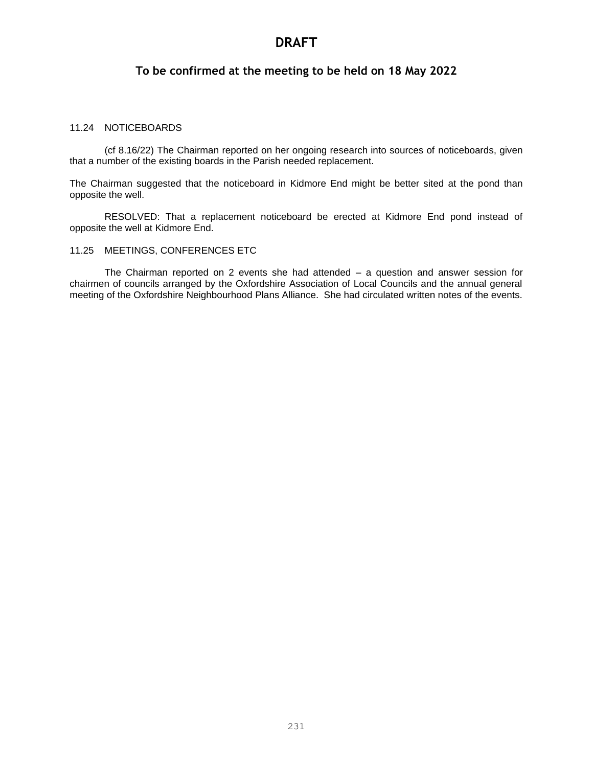# DRAFT

## To be confirmed at the meeting to be held on 18 May 2022

11.24 NOTICEBOARDS

(cf 8.16/22) The Chairman reported on her ongoing research into sources of noticeboards, given that a number of the existing boards in the Parish needed replacement.

The Chairman suggested that the noticeboard in Kidmore End might be better sited at the pond than opposite the well.

RESOLVED: That a replacement noticeboard be erected at Kidmore End pond instead of opposite the well at Kidmore End.

11.25 MEETINGS, CONFERENCES ETC

The Chairman reported on 2 events she had attended – a question and answer session for chairmen of councils arranged by the Oxfordshire Association of Local Councils and the annual general meeting of the Oxfordshire Neighbourhood Plans Alliance. She had circulated written notes of the events.